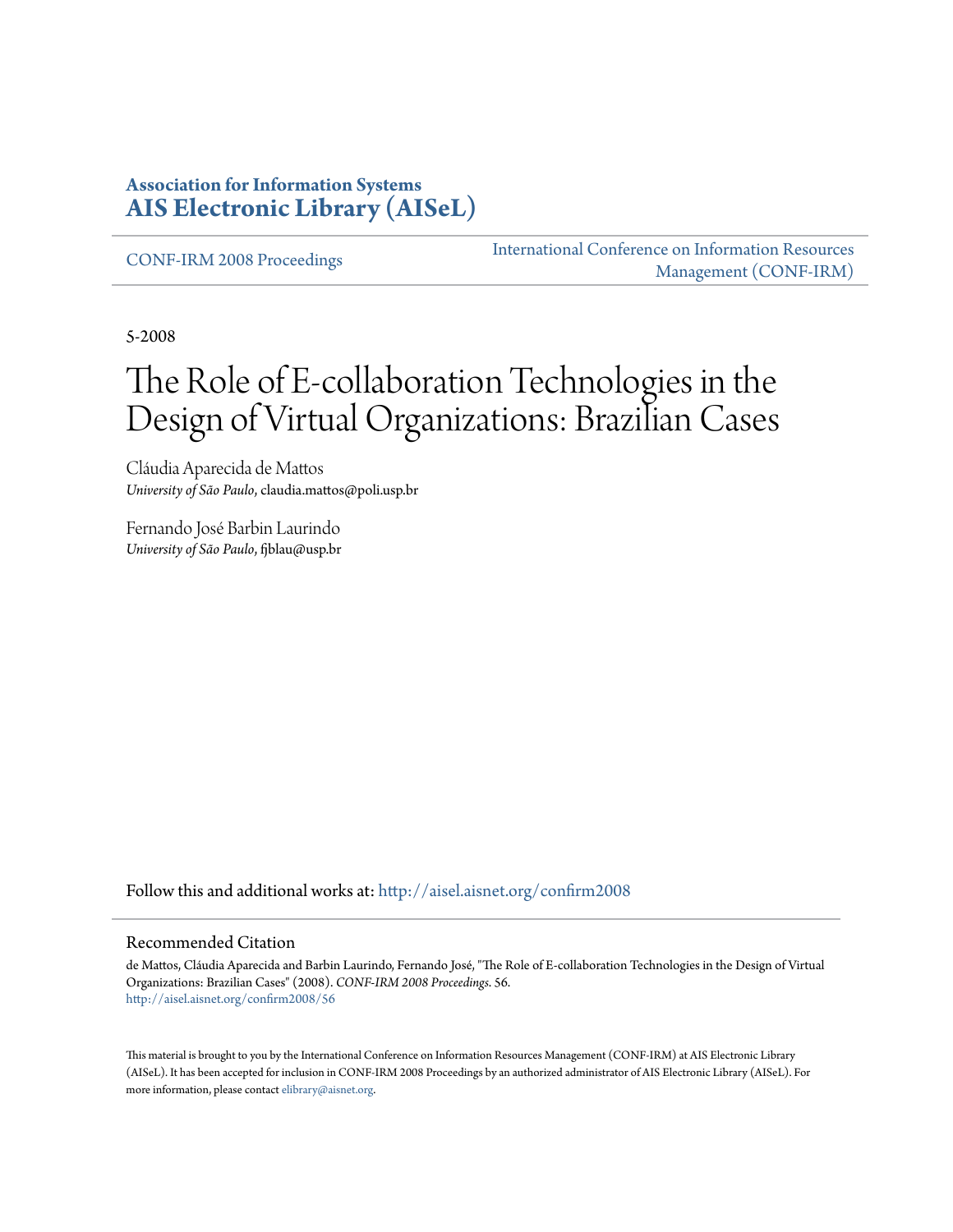**Association for Information Systems**
**AIS Electronic Library (AISeL)**

CONF-IRM 2008 Proceedings

International Conference on Information Resources Management (CONF-IRM)

5-2008

# The Role of E-collaboration Technologies in the Design of Virtual Organizations: Brazilian Cases

Cláudia Aparecida de Mattos
*University of São Paulo*, claudia.mattos@poli.usp.br

Fernando José Barbin Laurindo
*University of São Paulo*, fjblau@usp.br

Follow this and additional works at: http://aisel.aisnet.org/confirm2008

## Recommended Citation

de Mattos, Cláudia Aparecida and Barbin Laurindo, Fernando José, "The Role of E-collaboration Technologies in the Design of Virtual Organizations: Brazilian Cases" (2008). *CONF-IRM 2008 Proceedings*. 56.
http://aisel.aisnet.org/confirm2008/56

This material is brought to you by the International Conference on Information Resources Management (CONF-IRM) at AIS Electronic Library (AISeL). It has been accepted for inclusion in CONF-IRM 2008 Proceedings by an authorized administrator of AIS Electronic Library (AISeL). For more information, please contact elibrary@aisnet.org.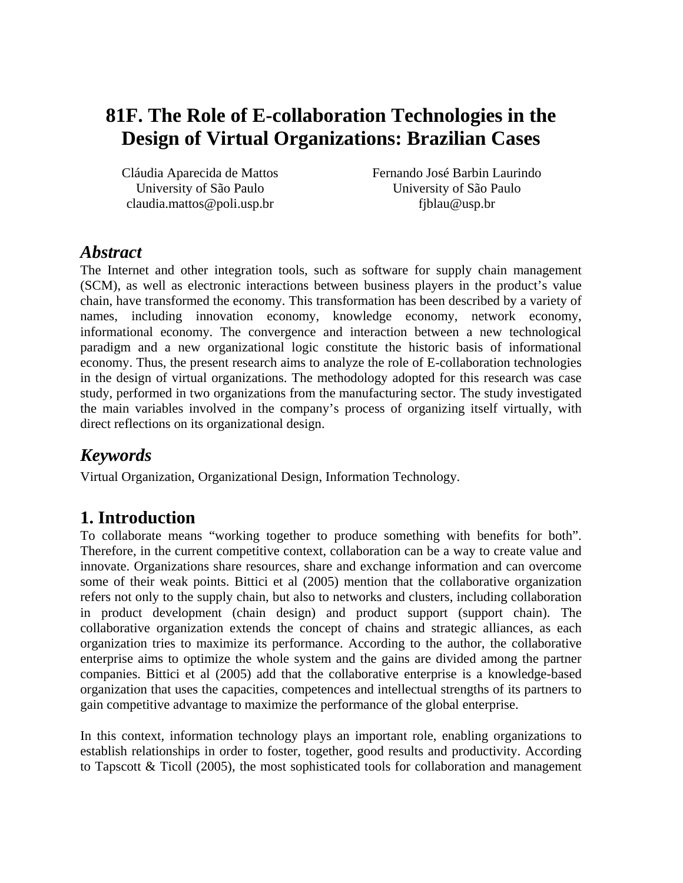# 81F. The Role of E-collaboration Technologies in the Design of Virtual Organizations: Brazilian Cases

Cláudia Aparecida de Mattos
University of São Paulo
claudia.mattos@poli.usp.br

Fernando José Barbin Laurindo
University of São Paulo
fjblau@usp.br

## *Abstract*

The Internet and other integration tools, such as software for supply chain management (SCM), as well as electronic interactions between business players in the product's value chain, have transformed the economy. This transformation has been described by a variety of names, including innovation economy, knowledge economy, network economy, informational economy. The convergence and interaction between a new technological paradigm and a new organizational logic constitute the historic basis of informational economy. Thus, the present research aims to analyze the role of E-collaboration technologies in the design of virtual organizations. The methodology adopted for this research was case study, performed in two organizations from the manufacturing sector. The study investigated the main variables involved in the company's process of organizing itself virtually, with direct reflections on its organizational design.

## *Keywords*

Virtual Organization, Organizational Design, Information Technology.

## 1. Introduction

To collaborate means "working together to produce something with benefits for both". Therefore, in the current competitive context, collaboration can be a way to create value and innovate. Organizations share resources, share and exchange information and can overcome some of their weak points. Bittici et al (2005) mention that the collaborative organization refers not only to the supply chain, but also to networks and clusters, including collaboration in product development (chain design) and product support (support chain). The collaborative organization extends the concept of chains and strategic alliances, as each organization tries to maximize its performance. According to the author, the collaborative enterprise aims to optimize the whole system and the gains are divided among the partner companies. Bittici et al (2005) add that the collaborative enterprise is a knowledge-based organization that uses the capacities, competences and intellectual strengths of its partners to gain competitive advantage to maximize the performance of the global enterprise.

In this context, information technology plays an important role, enabling organizations to establish relationships in order to foster, together, good results and productivity. According to Tapscott & Ticoll (2005), the most sophisticated tools for collaboration and management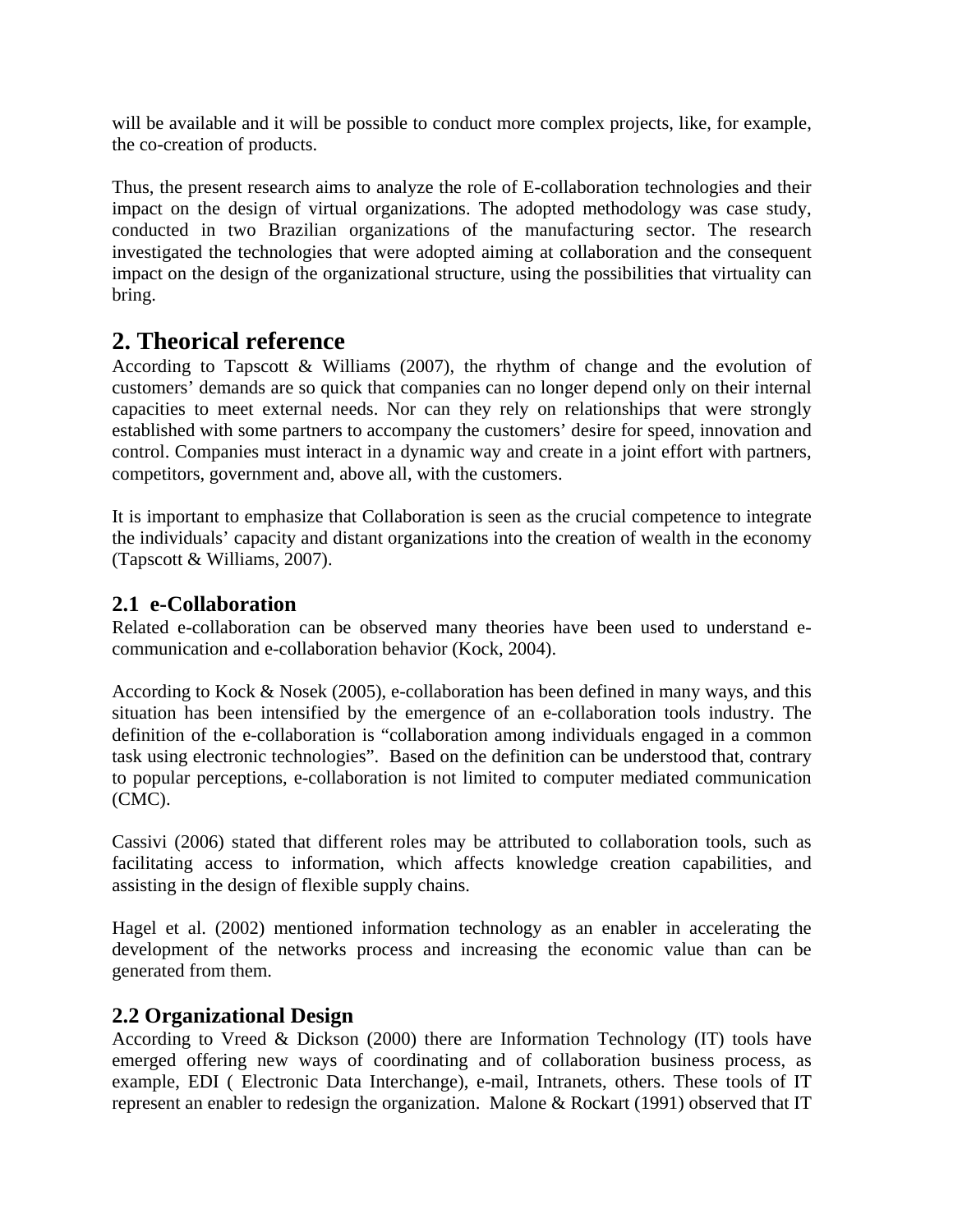will be available and it will be possible to conduct more complex projects, like, for example, the co-creation of products.

Thus, the present research aims to analyze the role of E-collaboration technologies and their impact on the design of virtual organizations. The adopted methodology was case study, conducted in two Brazilian organizations of the manufacturing sector. The research investigated the technologies that were adopted aiming at collaboration and the consequent impact on the design of the organizational structure, using the possibilities that virtuality can bring.

## 2. Theorical reference

According to Tapscott & Williams (2007), the rhythm of change and the evolution of customers' demands are so quick that companies can no longer depend only on their internal capacities to meet external needs. Nor can they rely on relationships that were strongly established with some partners to accompany the customers' desire for speed, innovation and control. Companies must interact in a dynamic way and create in a joint effort with partners, competitors, government and, above all, with the customers.

It is important to emphasize that Collaboration is seen as the crucial competence to integrate the individuals' capacity and distant organizations into the creation of wealth in the economy (Tapscott & Williams, 2007).

### 2.1 e-Collaboration

Related e-collaboration can be observed many theories have been used to understand e-communication and e-collaboration behavior (Kock, 2004).

According to Kock & Nosek (2005), e-collaboration has been defined in many ways, and this situation has been intensified by the emergence of an e-collaboration tools industry. The definition of the e-collaboration is "collaboration among individuals engaged in a common task using electronic technologies". Based on the definition can be understood that, contrary to popular perceptions, e-collaboration is not limited to computer mediated communication (CMC).

Cassivi (2006) stated that different roles may be attributed to collaboration tools, such as facilitating access to information, which affects knowledge creation capabilities, and assisting in the design of flexible supply chains.

Hagel et al. (2002) mentioned information technology as an enabler in accelerating the development of the networks process and increasing the economic value than can be generated from them.

### 2.2 Organizational Design

According to Vreed & Dickson (2000) there are Information Technology (IT) tools have emerged offering new ways of coordinating and of collaboration business process, as example, EDI ( Electronic Data Interchange), e-mail, Intranets, others. These tools of IT represent an enabler to redesign the organization. Malone & Rockart (1991) observed that IT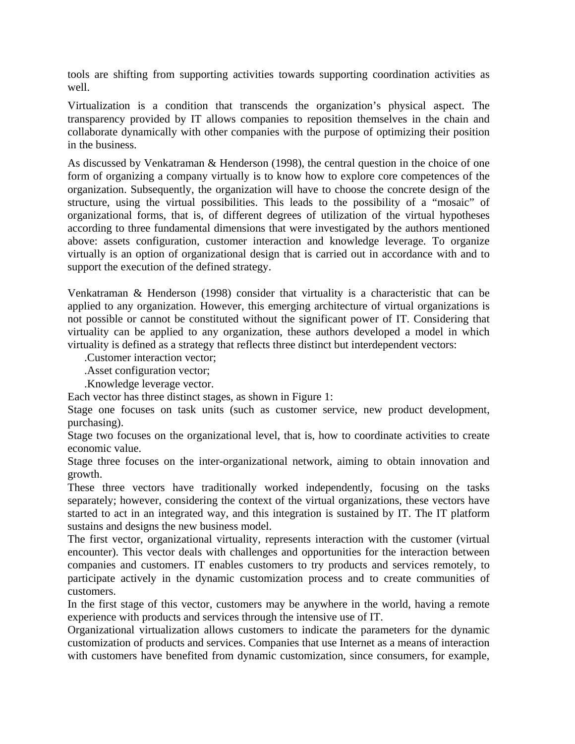tools are shifting from supporting activities towards supporting coordination activities as well.

Virtualization is a condition that transcends the organization's physical aspect. The transparency provided by IT allows companies to reposition themselves in the chain and collaborate dynamically with other companies with the purpose of optimizing their position in the business.

As discussed by Venkatraman & Henderson (1998), the central question in the choice of one form of organizing a company virtually is to know how to explore core competences of the organization. Subsequently, the organization will have to choose the concrete design of the structure, using the virtual possibilities. This leads to the possibility of a "mosaic" of organizational forms, that is, of different degrees of utilization of the virtual hypotheses according to three fundamental dimensions that were investigated by the authors mentioned above: assets configuration, customer interaction and knowledge leverage. To organize virtually is an option of organizational design that is carried out in accordance with and to support the execution of the defined strategy.

Venkatraman & Henderson (1998) consider that virtuality is a characteristic that can be applied to any organization. However, this emerging architecture of virtual organizations is not possible or cannot be constituted without the significant power of IT. Considering that virtuality can be applied to any organization, these authors developed a model in which virtuality is defined as a strategy that reflects three distinct but interdependent vectors:

.Customer interaction vector;

.Asset configuration vector;

.Knowledge leverage vector.

Each vector has three distinct stages, as shown in Figure 1:

Stage one focuses on task units (such as customer service, new product development, purchasing).

Stage two focuses on the organizational level, that is, how to coordinate activities to create economic value.

Stage three focuses on the inter-organizational network, aiming to obtain innovation and growth.

These three vectors have traditionally worked independently, focusing on the tasks separately; however, considering the context of the virtual organizations, these vectors have started to act in an integrated way, and this integration is sustained by IT. The IT platform sustains and designs the new business model.

The first vector, organizational virtuality, represents interaction with the customer (virtual encounter). This vector deals with challenges and opportunities for the interaction between companies and customers. IT enables customers to try products and services remotely, to participate actively in the dynamic customization process and to create communities of customers.

In the first stage of this vector, customers may be anywhere in the world, having a remote experience with products and services through the intensive use of IT.

Organizational virtualization allows customers to indicate the parameters for the dynamic customization of products and services. Companies that use Internet as a means of interaction with customers have benefited from dynamic customization, since consumers, for example,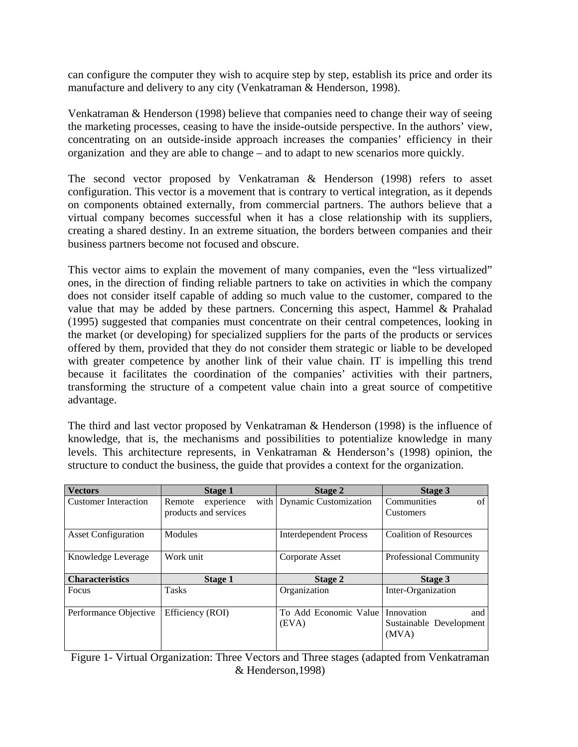can configure the computer they wish to acquire step by step, establish its price and order its manufacture and delivery to any city (Venkatraman & Henderson, 1998).

Venkatraman & Henderson (1998) believe that companies need to change their way of seeing the marketing processes, ceasing to have the inside-outside perspective. In the authors' view, concentrating on an outside-inside approach increases the companies' efficiency in their organization and they are able to change – and to adapt to new scenarios more quickly.

The second vector proposed by Venkatraman & Henderson (1998) refers to asset configuration. This vector is a movement that is contrary to vertical integration, as it depends on components obtained externally, from commercial partners. The authors believe that a virtual company becomes successful when it has a close relationship with its suppliers, creating a shared destiny. In an extreme situation, the borders between companies and their business partners become not focused and obscure.

This vector aims to explain the movement of many companies, even the "less virtualized" ones, in the direction of finding reliable partners to take on activities in which the company does not consider itself capable of adding so much value to the customer, compared to the value that may be added by these partners. Concerning this aspect, Hammel & Prahalad (1995) suggested that companies must concentrate on their central competences, looking in the market (or developing) for specialized suppliers for the parts of the products or services offered by them, provided that they do not consider them strategic or liable to be developed with greater competence by another link of their value chain. IT is impelling this trend because it facilitates the coordination of the companies' activities with their partners, transforming the structure of a competent value chain into a great source of competitive advantage.

The third and last vector proposed by Venkatraman & Henderson (1998) is the influence of knowledge, that is, the mechanisms and possibilities to potentialize knowledge in many levels. This architecture represents, in Venkatraman & Henderson's (1998) opinion, the structure to conduct the business, the guide that provides a context for the organization.

| **Vectors** | **Stage 1** | **Stage 2** | **Stage 3** |
|---|---|---|---|
| Customer Interaction | Remote experience with products and services | Dynamic Customization | Communities of Customers |
| Asset Configuration | Modules | Interdependent Process | Coalition of Resources |
| Knowledge Leverage | Work unit | Corporate Asset | Professional Community |
| **Characteristics** | **Stage 1** | **Stage 2** | **Stage 3** |
| Focus | Tasks | Organization | Inter-Organization |
| Performance Objective | Efficiency (ROI) | To Add Economic Value (EVA) | Innovation and Sustainable Development (MVA) |

Figure 1- Virtual Organization: Three Vectors and Three stages (adapted from Venkatraman & Henderson,1998)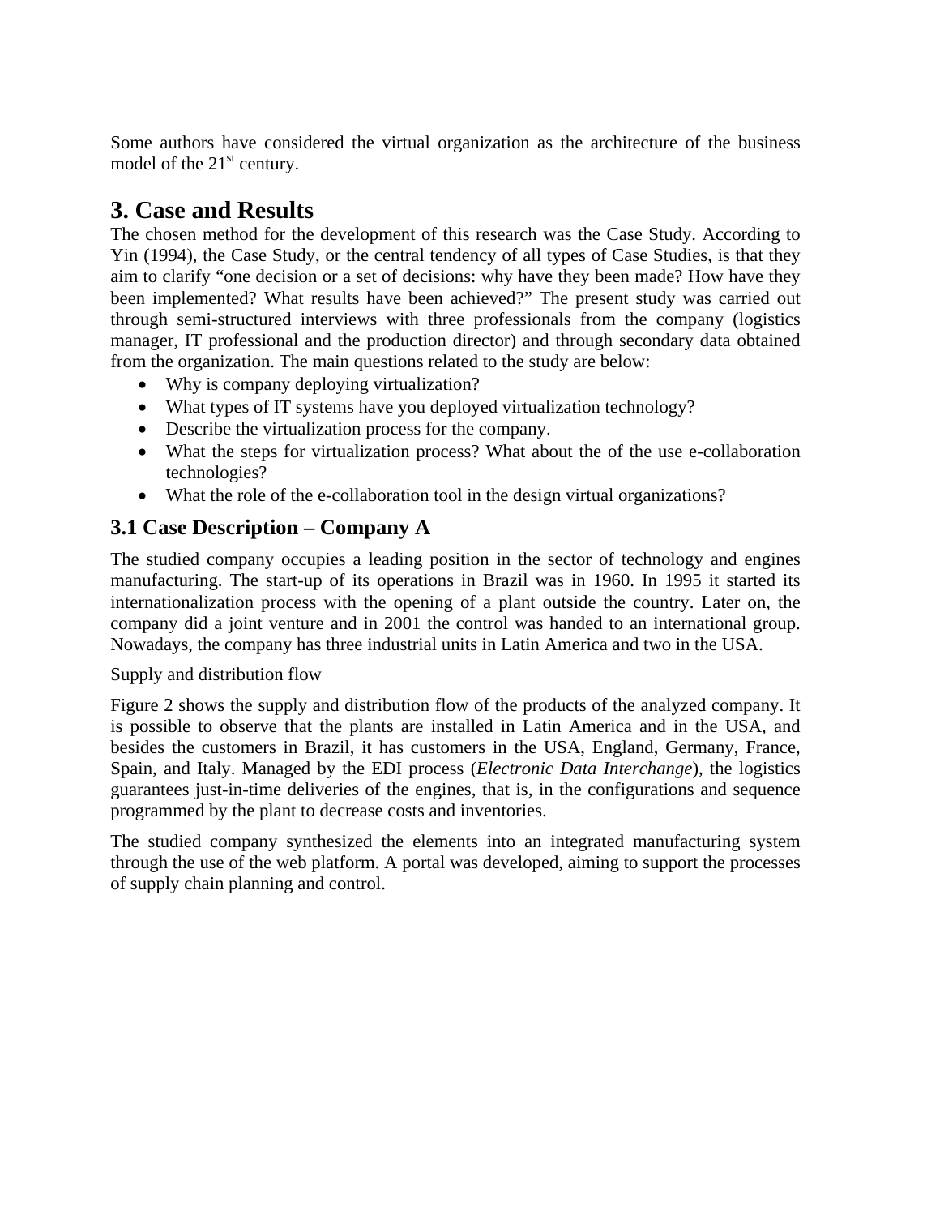Some authors have considered the virtual organization as the architecture of the business model of the 21st century.

# 3. Case and Results

The chosen method for the development of this research was the Case Study. According to Yin (1994), the Case Study, or the central tendency of all types of Case Studies, is that they aim to clarify "one decision or a set of decisions: why have they been made? How have they been implemented? What results have been achieved?" The present study was carried out through semi-structured interviews with three professionals from the company (logistics manager, IT professional and the production director) and through secondary data obtained from the organization. The main questions related to the study are below:

- Why is company deploying virtualization?
- What types of IT systems have you deployed virtualization technology?
- Describe the virtualization process for the company.
- What the steps for virtualization process? What about the of the use e-collaboration technologies?
- What the role of the e-collaboration tool in the design virtual organizations?

## 3.1 Case Description – Company A

The studied company occupies a leading position in the sector of technology and engines manufacturing. The start-up of its operations in Brazil was in 1960. In 1995 it started its internationalization process with the opening of a plant outside the country. Later on, the company did a joint venture and in 2001 the control was handed to an international group. Nowadays, the company has three industrial units in Latin America and two in the USA.

<u>Supply and distribution flow</u>

Figure 2 shows the supply and distribution flow of the products of the analyzed company. It is possible to observe that the plants are installed in Latin America and in the USA, and besides the customers in Brazil, it has customers in the USA, England, Germany, France, Spain, and Italy. Managed by the EDI process (*Electronic Data Interchange*), the logistics guarantees just-in-time deliveries of the engines, that is, in the configurations and sequence programmed by the plant to decrease costs and inventories.

The studied company synthesized the elements into an integrated manufacturing system through the use of the web platform. A portal was developed, aiming to support the processes of supply chain planning and control.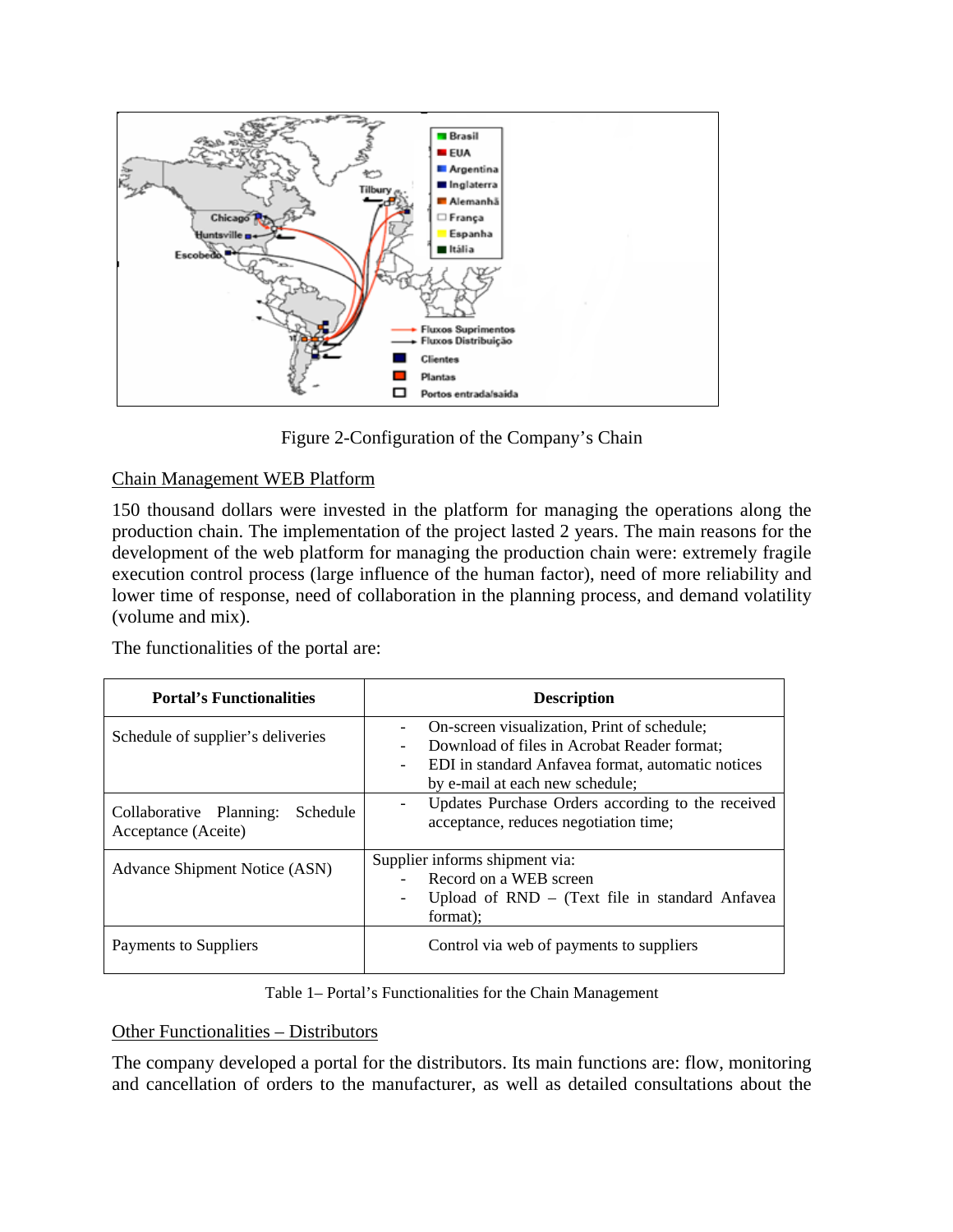Figure 2-Configuration of the Company's Chain

Chain Management WEB Platform

150 thousand dollars were invested in the platform for managing the operations along the production chain. The implementation of the project lasted 2 years. The main reasons for the development of the web platform for managing the production chain were: extremely fragile execution control process (large influence of the human factor), need of more reliability and lower time of response, need of collaboration in the planning process, and demand volatility (volume and mix).

The functionalities of the portal are:

| Portal's Functionalities | Description |
| --- | --- |
| Schedule of supplier's deliveries | - On-screen visualization, Print of schedule;<br>- Download of files in Acrobat Reader format;<br>- EDI in standard Anfavea format, automatic notices by e-mail at each new schedule; |
| Collaborative Planning: Schedule Acceptance (Aceite) | - Updates Purchase Orders according to the received acceptance, reduces negotiation time; |
| Advance Shipment Notice (ASN) | Supplier informs shipment via:<br>- Record on a WEB screen<br>- Upload of RND – (Text file in standard Anfavea format); |
| Payments to Suppliers | Control via web of payments to suppliers |

Table 1– Portal's Functionalities for the Chain Management

Other Functionalities – Distributors

The company developed a portal for the distributors. Its main functions are: flow, monitoring and cancellation of orders to the manufacturer, as well as detailed consultations about the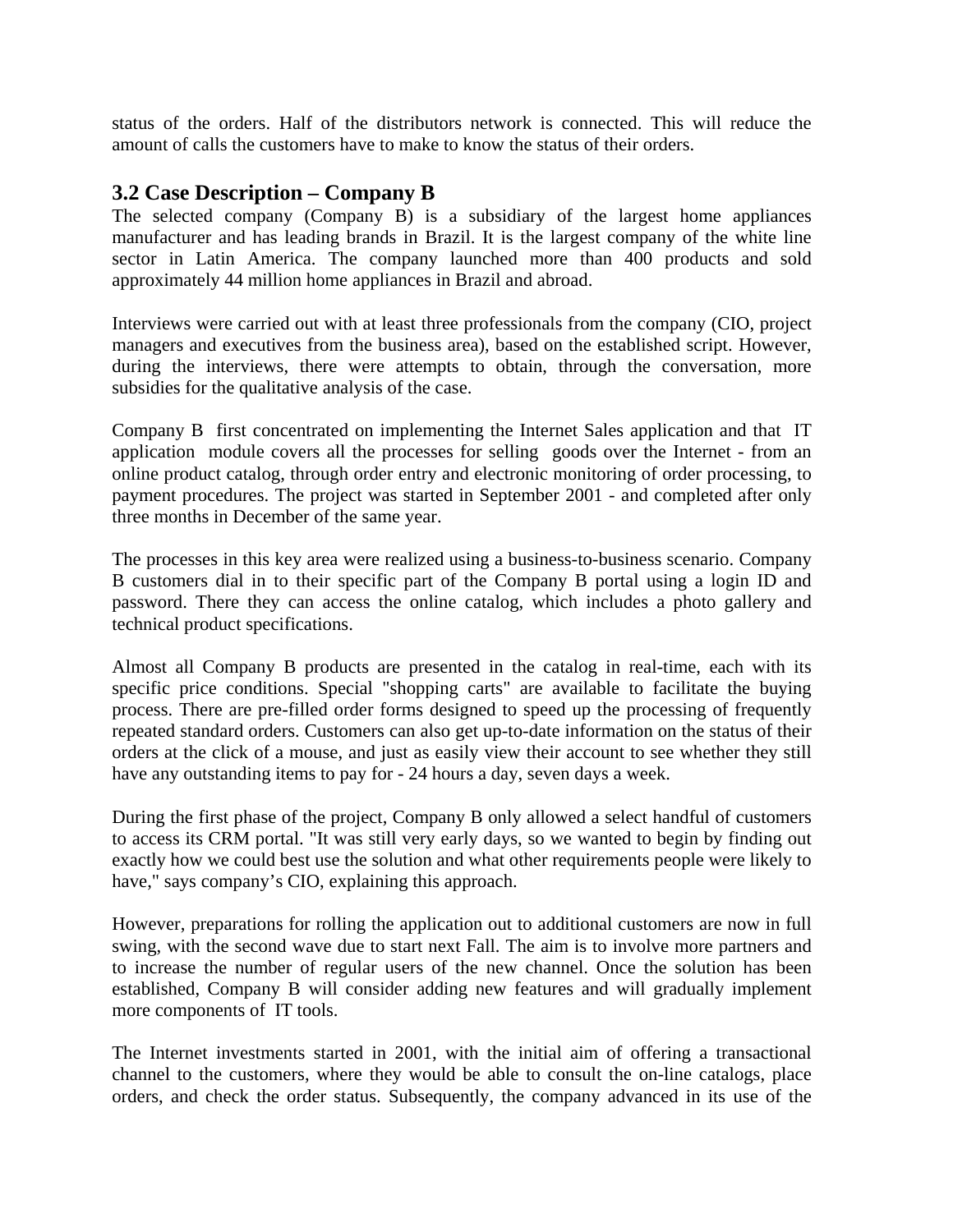status of the orders. Half of the distributors network is connected. This will reduce the amount of calls the customers have to make to know the status of their orders.

## 3.2 Case Description – Company B

The selected company (Company B) is a subsidiary of the largest home appliances manufacturer and has leading brands in Brazil. It is the largest company of the white line sector in Latin America. The company launched more than 400 products and sold approximately 44 million home appliances in Brazil and abroad.

Interviews were carried out with at least three professionals from the company (CIO, project managers and executives from the business area), based on the established script. However, during the interviews, there were attempts to obtain, through the conversation, more subsidies for the qualitative analysis of the case.

Company B first concentrated on implementing the Internet Sales application and that IT application module covers all the processes for selling goods over the Internet - from an online product catalog, through order entry and electronic monitoring of order processing, to payment procedures. The project was started in September 2001 - and completed after only three months in December of the same year.

The processes in this key area were realized using a business-to-business scenario. Company B customers dial in to their specific part of the Company B portal using a login ID and password. There they can access the online catalog, which includes a photo gallery and technical product specifications.

Almost all Company B products are presented in the catalog in real-time, each with its specific price conditions. Special "shopping carts" are available to facilitate the buying process. There are pre-filled order forms designed to speed up the processing of frequently repeated standard orders. Customers can also get up-to-date information on the status of their orders at the click of a mouse, and just as easily view their account to see whether they still have any outstanding items to pay for - 24 hours a day, seven days a week.

During the first phase of the project, Company B only allowed a select handful of customers to access its CRM portal. "It was still very early days, so we wanted to begin by finding out exactly how we could best use the solution and what other requirements people were likely to have," says company's CIO, explaining this approach.

However, preparations for rolling the application out to additional customers are now in full swing, with the second wave due to start next Fall. The aim is to involve more partners and to increase the number of regular users of the new channel. Once the solution has been established, Company B will consider adding new features and will gradually implement more components of IT tools.

The Internet investments started in 2001, with the initial aim of offering a transactional channel to the customers, where they would be able to consult the on-line catalogs, place orders, and check the order status. Subsequently, the company advanced in its use of the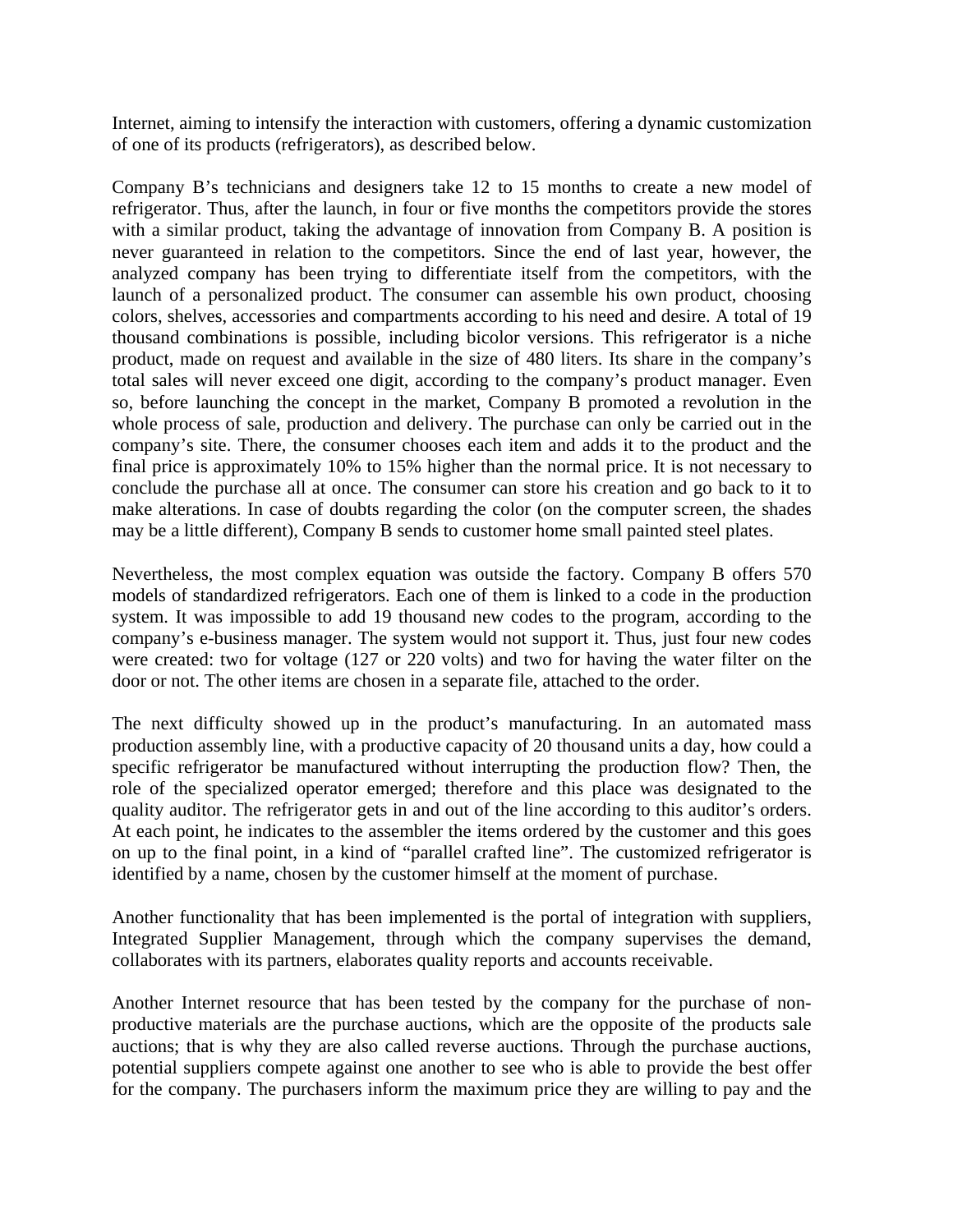Internet, aiming to intensify the interaction with customers, offering a dynamic customization of one of its products (refrigerators), as described below.

Company B's technicians and designers take 12 to 15 months to create a new model of refrigerator. Thus, after the launch, in four or five months the competitors provide the stores with a similar product, taking the advantage of innovation from Company B. A position is never guaranteed in relation to the competitors. Since the end of last year, however, the analyzed company has been trying to differentiate itself from the competitors, with the launch of a personalized product. The consumer can assemble his own product, choosing colors, shelves, accessories and compartments according to his need and desire. A total of 19 thousand combinations is possible, including bicolor versions. This refrigerator is a niche product, made on request and available in the size of 480 liters. Its share in the company's total sales will never exceed one digit, according to the company's product manager. Even so, before launching the concept in the market, Company B promoted a revolution in the whole process of sale, production and delivery. The purchase can only be carried out in the company's site. There, the consumer chooses each item and adds it to the product and the final price is approximately 10% to 15% higher than the normal price. It is not necessary to conclude the purchase all at once. The consumer can store his creation and go back to it to make alterations. In case of doubts regarding the color (on the computer screen, the shades may be a little different), Company B sends to customer home small painted steel plates.

Nevertheless, the most complex equation was outside the factory. Company B offers 570 models of standardized refrigerators. Each one of them is linked to a code in the production system. It was impossible to add 19 thousand new codes to the program, according to the company's e-business manager. The system would not support it. Thus, just four new codes were created: two for voltage (127 or 220 volts) and two for having the water filter on the door or not. The other items are chosen in a separate file, attached to the order.

The next difficulty showed up in the product's manufacturing. In an automated mass production assembly line, with a productive capacity of 20 thousand units a day, how could a specific refrigerator be manufactured without interrupting the production flow? Then, the role of the specialized operator emerged; therefore and this place was designated to the quality auditor. The refrigerator gets in and out of the line according to this auditor's orders. At each point, he indicates to the assembler the items ordered by the customer and this goes on up to the final point, in a kind of "parallel crafted line". The customized refrigerator is identified by a name, chosen by the customer himself at the moment of purchase.

Another functionality that has been implemented is the portal of integration with suppliers, Integrated Supplier Management, through which the company supervises the demand, collaborates with its partners, elaborates quality reports and accounts receivable.

Another Internet resource that has been tested by the company for the purchase of non-productive materials are the purchase auctions, which are the opposite of the products sale auctions; that is why they are also called reverse auctions. Through the purchase auctions, potential suppliers compete against one another to see who is able to provide the best offer for the company. The purchasers inform the maximum price they are willing to pay and the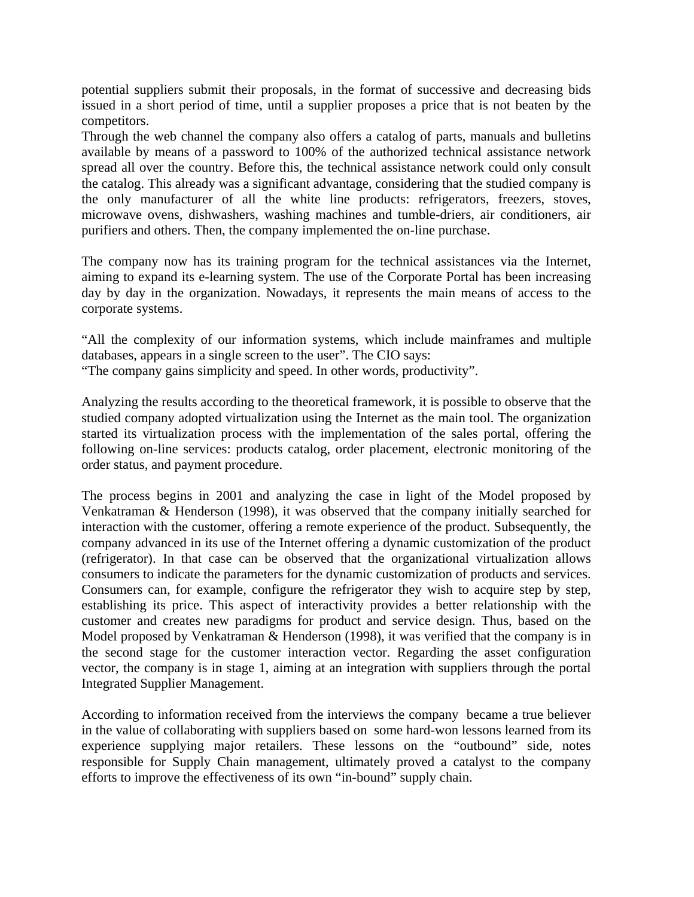potential suppliers submit their proposals, in the format of successive and decreasing bids issued in a short period of time, until a supplier proposes a price that is not beaten by the competitors.

Through the web channel the company also offers a catalog of parts, manuals and bulletins available by means of a password to 100% of the authorized technical assistance network spread all over the country. Before this, the technical assistance network could only consult the catalog. This already was a significant advantage, considering that the studied company is the only manufacturer of all the white line products: refrigerators, freezers, stoves, microwave ovens, dishwashers, washing machines and tumble-driers, air conditioners, air purifiers and others. Then, the company implemented the on-line purchase.

The company now has its training program for the technical assistances via the Internet, aiming to expand its e-learning system. The use of the Corporate Portal has been increasing day by day in the organization. Nowadays, it represents the main means of access to the corporate systems.

"All the complexity of our information systems, which include mainframes and multiple databases, appears in a single screen to the user". The CIO says:
"The company gains simplicity and speed. In other words, productivity".

Analyzing the results according to the theoretical framework, it is possible to observe that the studied company adopted virtualization using the Internet as the main tool. The organization started its virtualization process with the implementation of the sales portal, offering the following on-line services: products catalog, order placement, electronic monitoring of the order status, and payment procedure.

The process begins in 2001 and analyzing the case in light of the Model proposed by Venkatraman & Henderson (1998), it was observed that the company initially searched for interaction with the customer, offering a remote experience of the product. Subsequently, the company advanced in its use of the Internet offering a dynamic customization of the product (refrigerator). In that case can be observed that the organizational virtualization allows consumers to indicate the parameters for the dynamic customization of products and services. Consumers can, for example, configure the refrigerator they wish to acquire step by step, establishing its price. This aspect of interactivity provides a better relationship with the customer and creates new paradigms for product and service design. Thus, based on the Model proposed by Venkatraman & Henderson (1998), it was verified that the company is in the second stage for the customer interaction vector. Regarding the asset configuration vector, the company is in stage 1, aiming at an integration with suppliers through the portal Integrated Supplier Management.

According to information received from the interviews the company became a true believer in the value of collaborating with suppliers based on some hard-won lessons learned from its experience supplying major retailers. These lessons on the "outbound" side, notes responsible for Supply Chain management, ultimately proved a catalyst to the company efforts to improve the effectiveness of its own "in-bound" supply chain.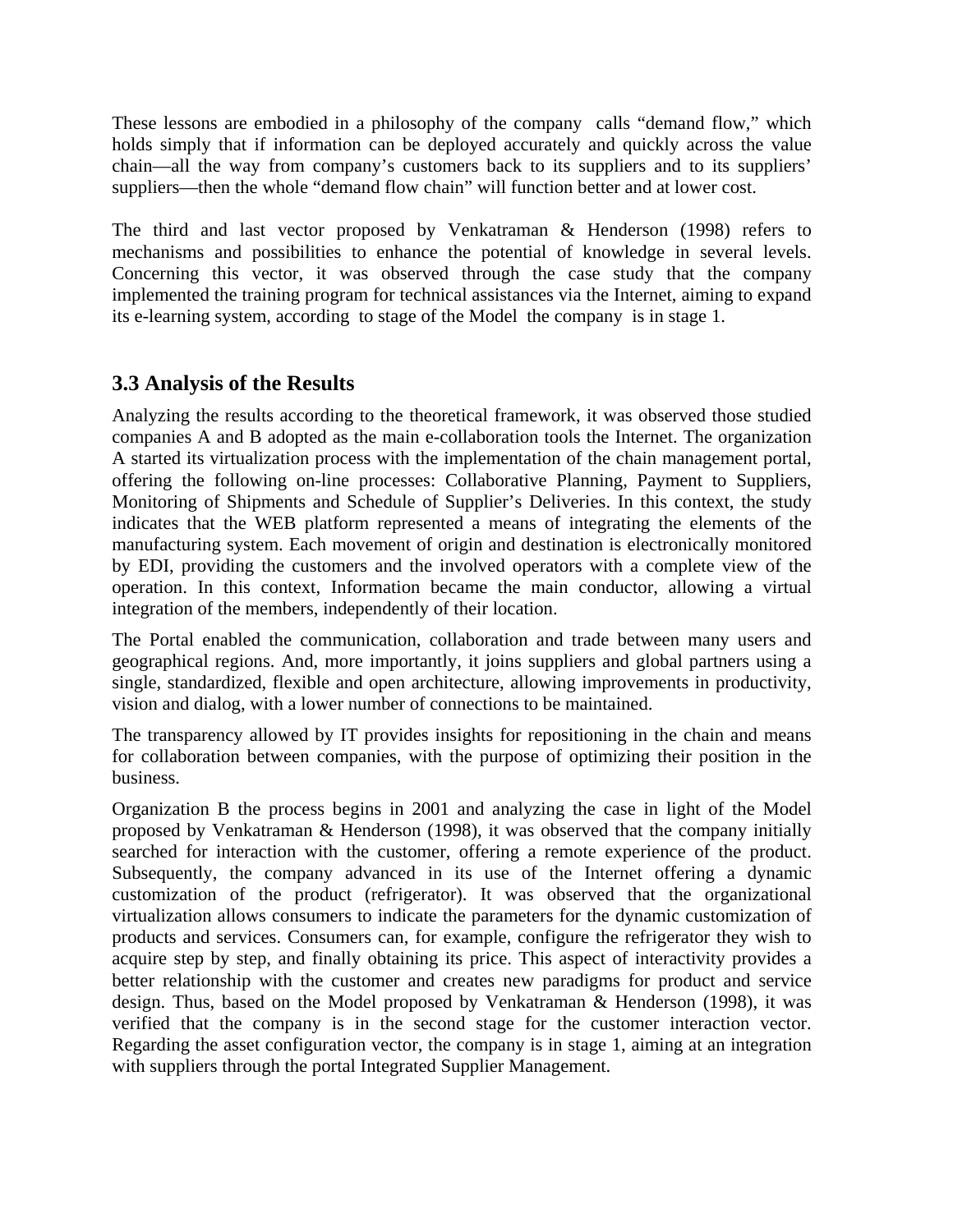These lessons are embodied in a philosophy of the company calls "demand flow," which holds simply that if information can be deployed accurately and quickly across the value chain—all the way from company's customers back to its suppliers and to its suppliers' suppliers—then the whole "demand flow chain" will function better and at lower cost.

The third and last vector proposed by Venkatraman & Henderson (1998) refers to mechanisms and possibilities to enhance the potential of knowledge in several levels. Concerning this vector, it was observed through the case study that the company implemented the training program for technical assistances via the Internet, aiming to expand its e-learning system, according to stage of the Model the company is in stage 1.

## 3.3 Analysis of the Results

Analyzing the results according to the theoretical framework, it was observed those studied companies A and B adopted as the main e-collaboration tools the Internet. The organization A started its virtualization process with the implementation of the chain management portal, offering the following on-line processes: Collaborative Planning, Payment to Suppliers, Monitoring of Shipments and Schedule of Supplier's Deliveries. In this context, the study indicates that the WEB platform represented a means of integrating the elements of the manufacturing system. Each movement of origin and destination is electronically monitored by EDI, providing the customers and the involved operators with a complete view of the operation. In this context, Information became the main conductor, allowing a virtual integration of the members, independently of their location.

The Portal enabled the communication, collaboration and trade between many users and geographical regions. And, more importantly, it joins suppliers and global partners using a single, standardized, flexible and open architecture, allowing improvements in productivity, vision and dialog, with a lower number of connections to be maintained.

The transparency allowed by IT provides insights for repositioning in the chain and means for collaboration between companies, with the purpose of optimizing their position in the business.

Organization B the process begins in 2001 and analyzing the case in light of the Model proposed by Venkatraman & Henderson (1998), it was observed that the company initially searched for interaction with the customer, offering a remote experience of the product. Subsequently, the company advanced in its use of the Internet offering a dynamic customization of the product (refrigerator). It was observed that the organizational virtualization allows consumers to indicate the parameters for the dynamic customization of products and services. Consumers can, for example, configure the refrigerator they wish to acquire step by step, and finally obtaining its price. This aspect of interactivity provides a better relationship with the customer and creates new paradigms for product and service design. Thus, based on the Model proposed by Venkatraman & Henderson (1998), it was verified that the company is in the second stage for the customer interaction vector. Regarding the asset configuration vector, the company is in stage 1, aiming at an integration with suppliers through the portal Integrated Supplier Management.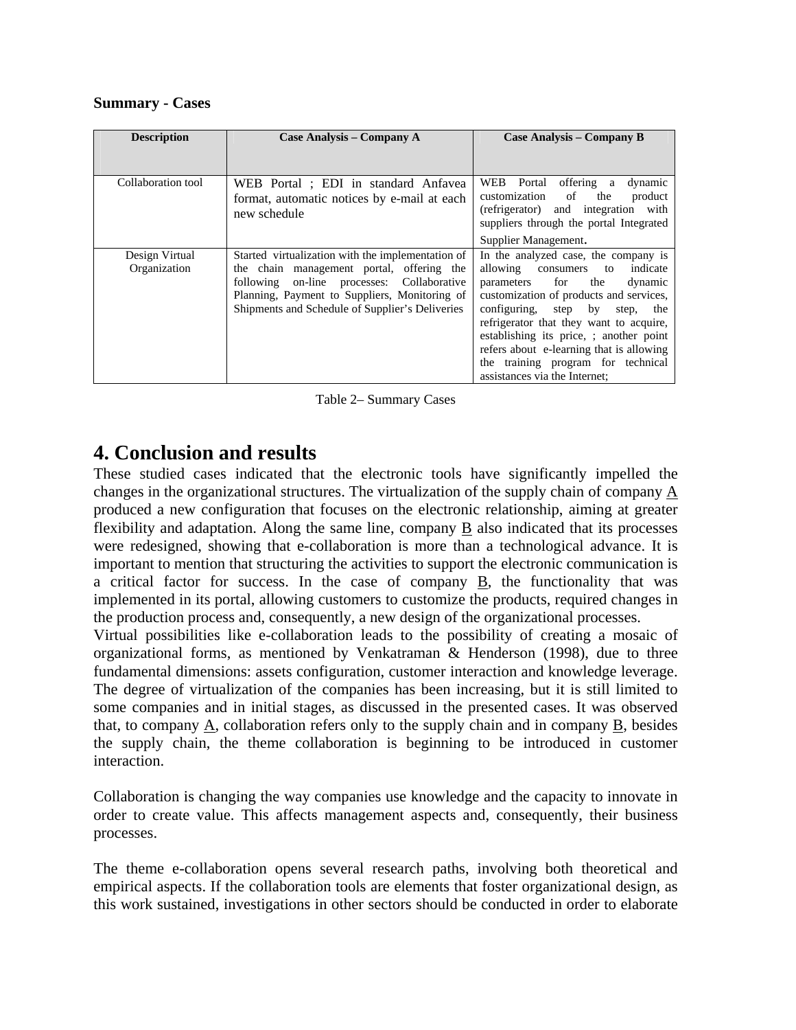**Summary - Cases**

| Description | Case Analysis – Company A | Case Analysis – Company B |
| --- | --- | --- |
| Collaboration tool | WEB Portal ; EDI in standard Anfavea format, automatic notices by e-mail at each new schedule | WEB Portal offering a dynamic customization of the product (refrigerator) and integration with suppliers through the portal Integrated Supplier Management. |
| Design Virtual Organization | Started virtualization with the implementation of the chain management portal, offering the following on-line processes: Collaborative Planning, Payment to Suppliers, Monitoring of Shipments and Schedule of Supplier's Deliveries | In the analyzed case, the company is allowing consumers to indicate parameters for the dynamic customization of products and services, configuring, step by step, the refrigerator that they want to acquire, establishing its price, ; another point refers about e-learning that is allowing the training program for technical assistances via the Internet; |

Table 2– Summary Cases

# 4. Conclusion and results

These studied cases indicated that the electronic tools have significantly impelled the changes in the organizational structures. The virtualization of the supply chain of company A produced a new configuration that focuses on the electronic relationship, aiming at greater flexibility and adaptation. Along the same line, company B also indicated that its processes were redesigned, showing that e-collaboration is more than a technological advance. It is important to mention that structuring the activities to support the electronic communication is a critical factor for success. In the case of company B, the functionality that was implemented in its portal, allowing customers to customize the products, required changes in the production process and, consequently, a new design of the organizational processes.

Virtual possibilities like e-collaboration leads to the possibility of creating a mosaic of organizational forms, as mentioned by Venkatraman & Henderson (1998), due to three fundamental dimensions: assets configuration, customer interaction and knowledge leverage. The degree of virtualization of the companies has been increasing, but it is still limited to some companies and in initial stages, as discussed in the presented cases. It was observed that, to company A, collaboration refers only to the supply chain and in company B, besides the supply chain, the theme collaboration is beginning to be introduced in customer interaction.

Collaboration is changing the way companies use knowledge and the capacity to innovate in order to create value. This affects management aspects and, consequently, their business processes.

The theme e-collaboration opens several research paths, involving both theoretical and empirical aspects. If the collaboration tools are elements that foster organizational design, as this work sustained, investigations in other sectors should be conducted in order to elaborate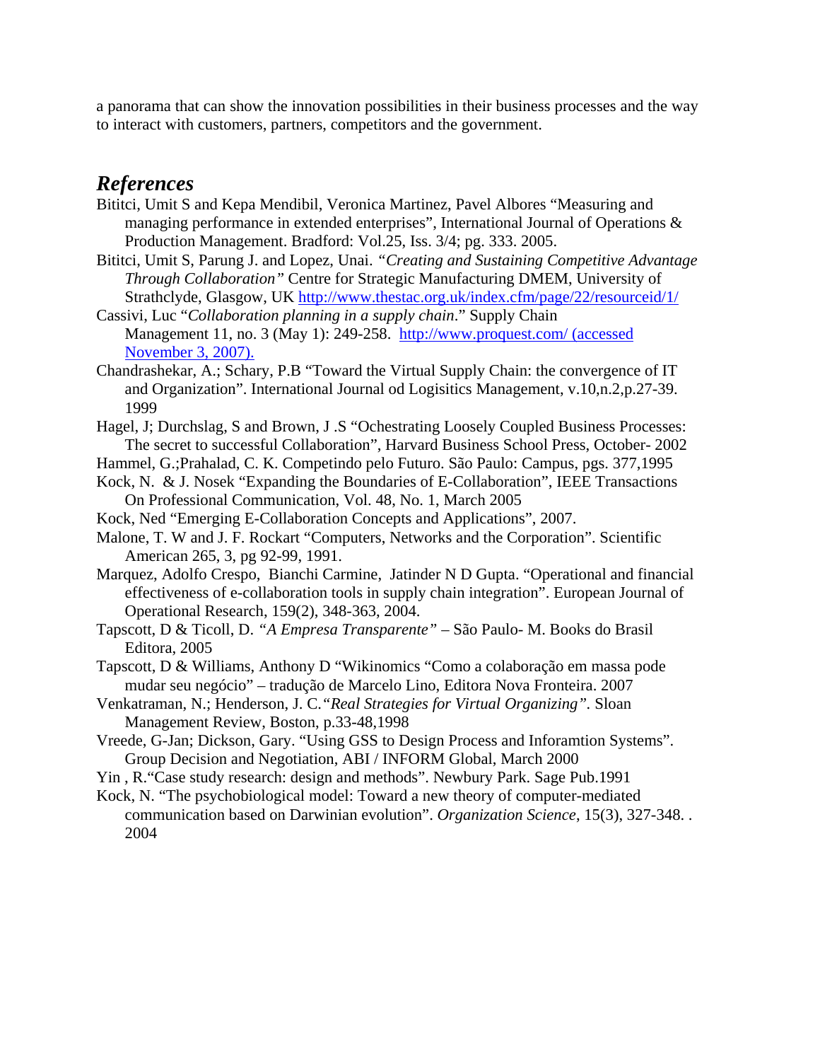a panorama that can show the innovation possibilities in their business processes and the way to interact with customers, partners, competitors and the government.

## *References*

Bititci, Umit S and Kepa Mendibil, Veronica Martinez, Pavel Albores "Measuring and managing performance in extended enterprises", International Journal of Operations & Production Management. Bradford: Vol.25, Iss. 3/4; pg. 333. 2005.

Bititci, Umit S, Parung J. and Lopez, Unai. *"Creating and Sustaining Competitive Advantage Through Collaboration"* Centre for Strategic Manufacturing DMEM, University of Strathclyde, Glasgow, UK http://www.thestac.org.uk/index.cfm/page/22/resourceid/1/

Cassivi, Luc "*Collaboration planning in a supply chain*." Supply Chain Management 11, no. 3 (May 1): 249-258. http://www.proquest.com/ (accessed November 3, 2007).

Chandrashekar, A.; Schary, P.B "Toward the Virtual Supply Chain: the convergence of IT and Organization". International Journal od Logisitics Management, v.10,n.2,p.27-39. 1999

Hagel, J; Durchslag, S and Brown, J .S "Ochestrating Loosely Coupled Business Processes: The secret to successful Collaboration", Harvard Business School Press, October- 2002

Hammel, G.;Prahalad, C. K. Competindo pelo Futuro. São Paulo: Campus, pgs. 377,1995

Kock, N. & J. Nosek "Expanding the Boundaries of E-Collaboration", IEEE Transactions On Professional Communication, Vol. 48, No. 1, March 2005

Kock, Ned "Emerging E-Collaboration Concepts and Applications", 2007.

Malone, T. W and J. F. Rockart "Computers, Networks and the Corporation". Scientific American 265, 3, pg 92-99, 1991.

Marquez, Adolfo Crespo, Bianchi Carmine, Jatinder N D Gupta. "Operational and financial effectiveness of e-collaboration tools in supply chain integration". European Journal of Operational Research, 159(2), 348-363, 2004.

Tapscott, D & Ticoll, D. *"A Empresa Transparente"* – São Paulo- M. Books do Brasil Editora, 2005

Tapscott, D & Williams, Anthony D "Wikinomics "Como a colaboração em massa pode mudar seu negócio" – tradução de Marcelo Lino, Editora Nova Fronteira. 2007

Venkatraman, N.; Henderson, J. C.*"Real Strategies for Virtual Organizing"*. Sloan Management Review, Boston, p.33-48,1998

Vreede, G-Jan; Dickson, Gary. "Using GSS to Design Process and Inforamtion Systems". Group Decision and Negotiation, ABI / INFORM Global, March 2000

Yin , R."Case study research: design and methods". Newbury Park. Sage Pub.1991

Kock, N. "The psychobiological model: Toward a new theory of computer-mediated communication based on Darwinian evolution". *Organization Science*, 15(3), 327-348. . 2004